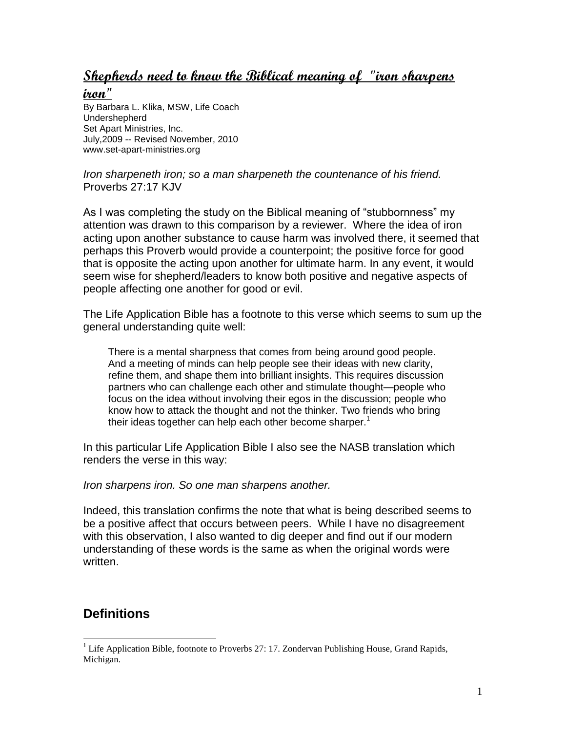# Shepherds need to know the Biblical meaning of "iron sharpens iron"

By Barbara L. Klika, MSW, Life Coach
Undershepherd
Set Apart Ministries, Inc.
July,2009 -- Revised November, 2010
www.set-apart-ministries.org

*Iron sharpeneth iron; so a man sharpeneth the countenance of his friend.* Proverbs 27:17 KJV

As I was completing the study on the Biblical meaning of "stubbornness" my attention was drawn to this comparison by a reviewer. Where the idea of iron acting upon another substance to cause harm was involved there, it seemed that perhaps this Proverb would provide a counterpoint; the positive force for good that is opposite the acting upon another for ultimate harm. In any event, it would seem wise for shepherd/leaders to know both positive and negative aspects of people affecting one another for good or evil.

The Life Application Bible has a footnote to this verse which seems to sum up the general understanding quite well:

> There is a mental sharpness that comes from being around good people. And a meeting of minds can help people see their ideas with new clarity, refine them, and shape them into brilliant insights. This requires discussion partners who can challenge each other and stimulate thought—people who focus on the idea without involving their egos in the discussion; people who know how to attack the thought and not the thinker. Two friends who bring their ideas together can help each other become sharper.[1]

In this particular Life Application Bible I also see the NASB translation which renders the verse in this way:

*Iron sharpens iron. So one man sharpens another.*

Indeed, this translation confirms the note that what is being described seems to be a positive affect that occurs between peers. While I have no disagreement with this observation, I also wanted to dig deeper and find out if our modern understanding of these words is the same as when the original words were written.

## Definitions

[1] Life Application Bible, footnote to Proverbs 27: 17. Zondervan Publishing House, Grand Rapids, Michigan.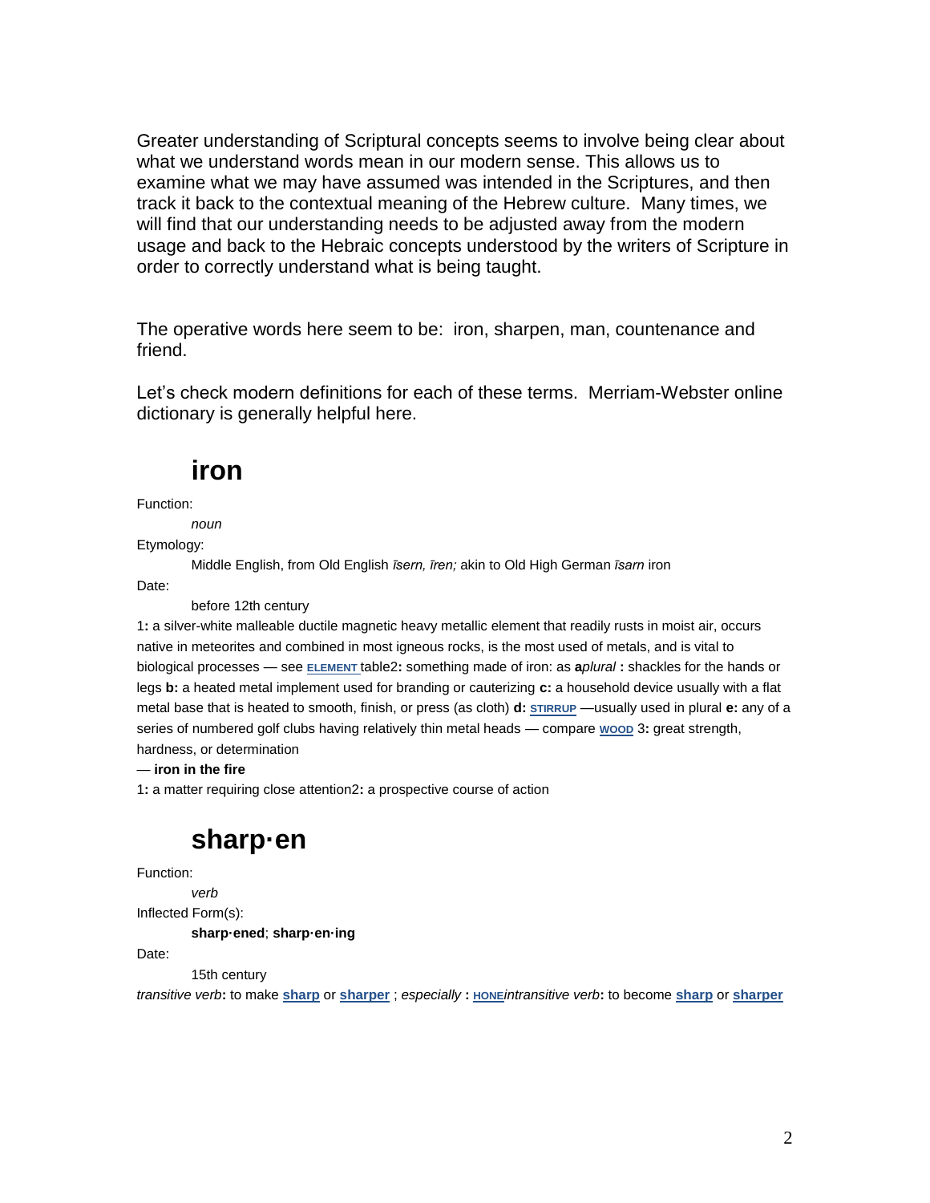Greater understanding of Scriptural concepts seems to involve being clear about what we understand words mean in our modern sense. This allows us to examine what we may have assumed was intended in the Scriptures, and then track it back to the contextual meaning of the Hebrew culture. Many times, we will find that our understanding needs to be adjusted away from the modern usage and back to the Hebraic concepts understood by the writers of Scripture in order to correctly understand what is being taught.

The operative words here seem to be: iron, sharpen, man, countenance and friend.

Let's check modern definitions for each of these terms. Merriam-Webster online dictionary is generally helpful here.

## iron

Function:

*noun*

Etymology:

Middle English, from Old English *īsern, īren;* akin to Old High German *īsarn* iron

Date:

before 12th century

1**:** a silver-white malleable ductile magnetic heavy metallic element that readily rusts in moist air, occurs native in meteorites and combined in most igneous rocks, is the most used of metals, and is vital to biological processes — see **ELEMENT** table2**:** something made of iron: as **a***plural* **:** shackles for the hands or legs **b:** a heated metal implement used for branding or cauterizing **c:** a household device usually with a flat metal base that is heated to smooth, finish, or press (as cloth) **d:** **STIRRUP** —usually used in plural **e:** any of a series of numbered golf clubs having relatively thin metal heads — compare **WOOD** 3**:** great strength, hardness, or determination

— **iron in the fire**

1**:** a matter requiring close attention2**:** a prospective course of action

## sharp·en

Function:

*verb*

Inflected Form(s):

**sharp·ened**; **sharp·en·ing**

Date:

15th century

*transitive verb***:** to make **sharp** or **sharper** ; *especially* **:** **HONE***intransitive verb***:** to become **sharp** or **sharper**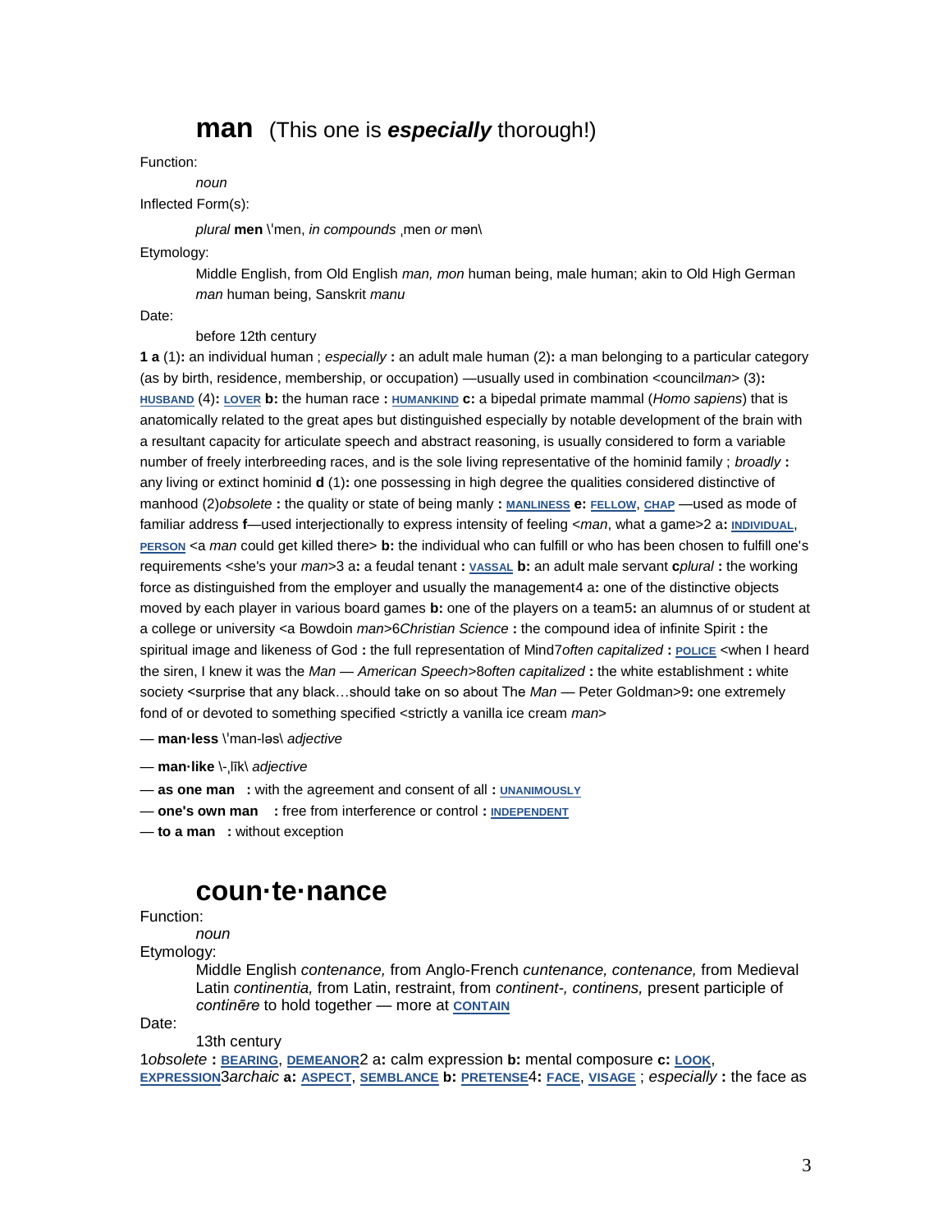# man (This one is ***especially*** thorough!)

Function:

*noun*

Inflected Form(s):

*plural* **men** \ˈmen, *in compounds* ˌmen *or* mən\

Etymology:

Middle English, from Old English *man, mon* human being, male human; akin to Old High German *man* human being, Sanskrit *manu*

Date:

before 12th century

**1 a** (1)**:** an individual human ; *especially* **:** an adult male human (2)**:** a man belonging to a particular category (as by birth, residence, membership, or occupation) —usually used in combination <council*man*> (3)**:** HUSBAND (4)**:** LOVER **b:** the human race **:** HUMANKIND **c:** a bipedal primate mammal (*Homo sapiens*) that is anatomically related to the great apes but distinguished especially by notable development of the brain with a resultant capacity for articulate speech and abstract reasoning, is usually considered to form a variable number of freely interbreeding races, and is the sole living representative of the hominid family ; *broadly* **:** any living or extinct hominid **d** (1)**:** one possessing in high degree the qualities considered distinctive of manhood (2)*obsolete* **:** the quality or state of being manly **:** MANLINESS **e:** FELLOW, CHAP —used as mode of familiar address **f**—used interjectionally to express intensity of feeling <*man*, what a game>2 a**:** INDIVIDUAL, PERSON <a *man* could get killed there> **b:** the individual who can fulfill or who has been chosen to fulfill one's requirements <she's your *man*>3 a**:** a feudal tenant **:** VASSAL **b:** an adult male servant **c***plural* **:** the working force as distinguished from the employer and usually the management4 a**:** one of the distinctive objects moved by each player in various board games **b:** one of the players on a team5**:** an alumnus of or student at a college or university <a Bowdoin *man*>6*Christian Science* **:** the compound idea of infinite Spirit **:** the spiritual image and likeness of God **:** the full representation of Mind7*often capitalized* **:** POLICE <when I heard the siren, I knew it was the *Man* — *American Speech*>8*often capitalized* **:** the white establishment **:** white society <surprise that any black…should take on so about The *Man* — Peter Goldman>9**:** one extremely fond of or devoted to something specified <strictly a vanilla ice cream *man*>

— **man·less** \ˈman-ləs\ *adjective*

— **man·like** \-ˌlīk\ *adjective*

— **as one man** **:** with the agreement and consent of all **:** UNANIMOUSLY

— **one's own man** **:** free from interference or control **:** INDEPENDENT

— **to a man** **:** without exception

# coun·te·nance

Function:

*noun*

Etymology:

Middle English *contenance,* from Anglo-French *cuntenance, contenance,* from Medieval Latin *continentia,* from Latin, restraint, from *continent-, continens,* present participle of *continēre* to hold together — more at CONTAIN

Date:

13th century

1*obsolete* **:** BEARING, DEMEANOR2 a**:** calm expression **b:** mental composure **c:** LOOK, EXPRESSION3*archaic* **a:** ASPECT, SEMBLANCE **b:** PRETENSE4**:** FACE, VISAGE ; *especially* **:** the face as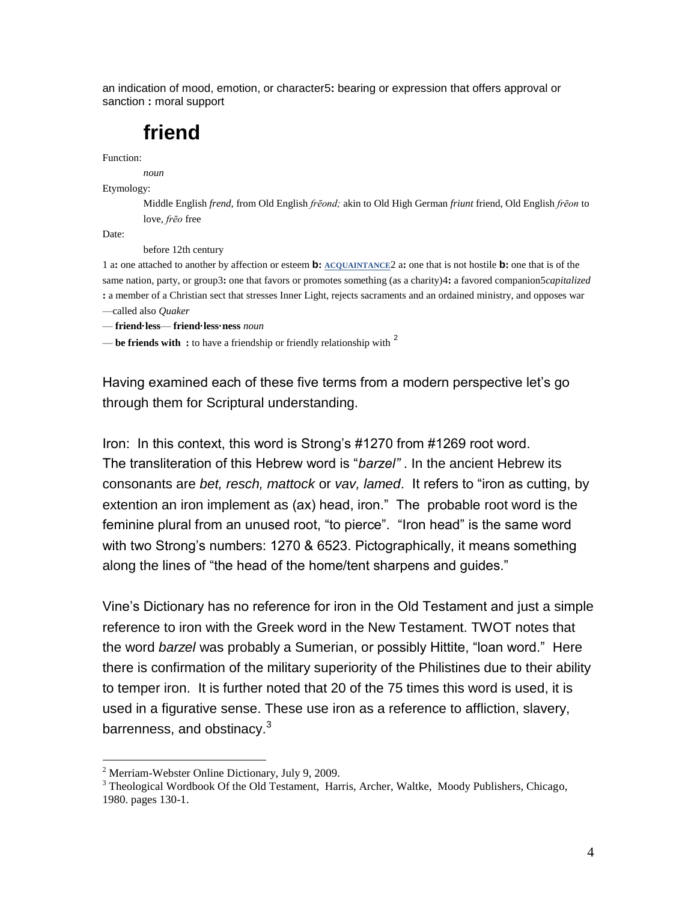an indication of mood, emotion, or character5**:** bearing or expression that offers approval or sanction **:** moral support

## friend

Function:

*noun*

Etymology:

Middle English *frend,* from Old English *frēond;* akin to Old High German *friunt* friend, Old English *frēon* to love, *frēo* free

Date:

before 12th century

1 a**:** one attached to another by affection or esteem **b:** ACQUAINTANCE2 a**:** one that is not hostile **b:** one that is of the same nation, party, or group3**:** one that favors or promotes something (as a charity)4**:** a favored companion5*capitalized* **:** a member of a Christian sect that stresses Inner Light, rejects sacraments and an ordained ministry, and opposes war —called also *Quaker*

— **friend·less**— **friend·less·ness** *noun*

— **be friends with :** to have a friendship or friendly relationship with [2]

Having examined each of these five terms from a modern perspective let's go through them for Scriptural understanding.

Iron: In this context, this word is Strong's #1270 from #1269 root word. The transliteration of this Hebrew word is "*barzel"* . In the ancient Hebrew its consonants are *bet, resch, mattock* or *vav, lamed*. It refers to "iron as cutting, by extention an iron implement as (ax) head, iron." The probable root word is the feminine plural from an unused root, "to pierce". "Iron head" is the same word with two Strong's numbers: 1270 & 6523. Pictographically, it means something along the lines of "the head of the home/tent sharpens and guides."

Vine's Dictionary has no reference for iron in the Old Testament and just a simple reference to iron with the Greek word in the New Testament. TWOT notes that the word *barzel* was probably a Sumerian, or possibly Hittite, "loan word." Here there is confirmation of the military superiority of the Philistines due to their ability to temper iron. It is further noted that 20 of the 75 times this word is used, it is used in a figurative sense. These use iron as a reference to affliction, slavery, barrenness, and obstinacy.[3]

---

[2] Merriam-Webster Online Dictionary, July 9, 2009.

[3] Theological Wordbook Of the Old Testament, Harris, Archer, Waltke, Moody Publishers, Chicago, 1980. pages 130-1.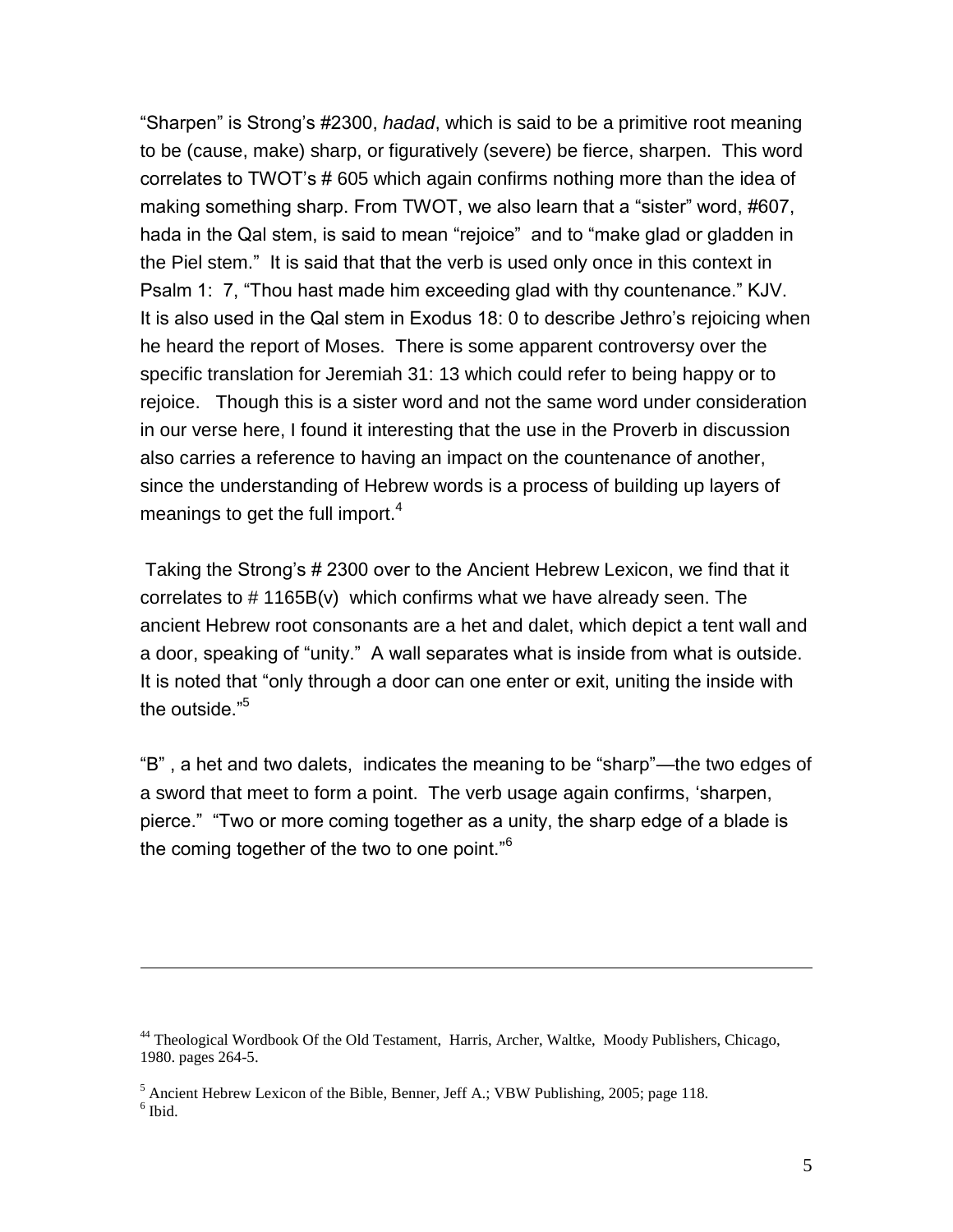"Sharpen" is Strong's #2300, *hadad*, which is said to be a primitive root meaning to be (cause, make) sharp, or figuratively (severe) be fierce, sharpen. This word correlates to TWOT's # 605 which again confirms nothing more than the idea of making something sharp. From TWOT, we also learn that a "sister" word, #607, hada in the Qal stem, is said to mean "rejoice" and to "make glad or gladden in the Piel stem." It is said that that the verb is used only once in this context in Psalm 1: 7, "Thou hast made him exceeding glad with thy countenance." KJV. It is also used in the Qal stem in Exodus 18: 0 to describe Jethro's rejoicing when he heard the report of Moses. There is some apparent controversy over the specific translation for Jeremiah 31: 13 which could refer to being happy or to rejoice. Though this is a sister word and not the same word under consideration in our verse here, I found it interesting that the use in the Proverb in discussion also carries a reference to having an impact on the countenance of another, since the understanding of Hebrew words is a process of building up layers of meanings to get the full import.[4]

Taking the Strong's # 2300 over to the Ancient Hebrew Lexicon, we find that it correlates to # 1165B(v) which confirms what we have already seen. The ancient Hebrew root consonants are a het and dalet, which depict a tent wall and a door, speaking of "unity." A wall separates what is inside from what is outside. It is noted that "only through a door can one enter or exit, uniting the inside with the outside."[5]

"B" , a het and two dalets, indicates the meaning to be "sharp"—the two edges of a sword that meet to form a point. The verb usage again confirms, 'sharpen, pierce." "Two or more coming together as a unity, the sharp edge of a blade is the coming together of the two to one point."[6]

---

[44] Theological Wordbook Of the Old Testament, Harris, Archer, Waltke, Moody Publishers, Chicago, 1980. pages 264-5.

[5] Ancient Hebrew Lexicon of the Bible, Benner, Jeff A.; VBW Publishing, 2005; page 118.

[6] Ibid.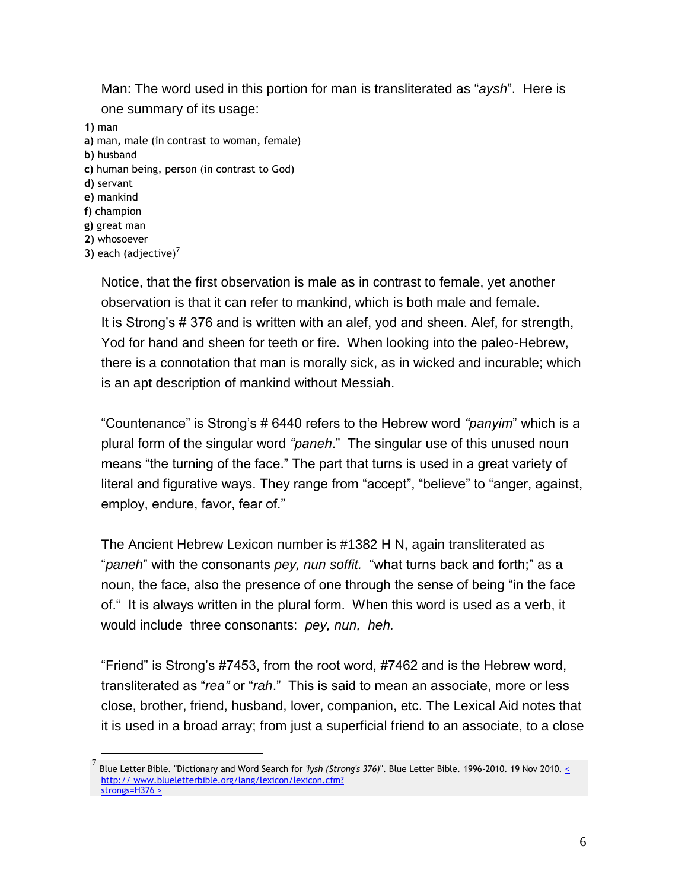Man: The word used in this portion for man is transliterated as "*aysh*". Here is one summary of its usage:

**1)** man
**a)** man, male (in contrast to woman, female)
**b)** husband
**c)** human being, person (in contrast to God)
**d)** servant
**e)** mankind
**f)** champion
**g)** great man
**2)** whosoever
**3)** each (adjective)[7]

Notice, that the first observation is male as in contrast to female, yet another observation is that it can refer to mankind, which is both male and female. It is Strong's # 376 and is written with an alef, yod and sheen. Alef, for strength, Yod for hand and sheen for teeth or fire. When looking into the paleo-Hebrew, there is a connotation that man is morally sick, as in wicked and incurable; which is an apt description of mankind without Messiah.

"Countenance" is Strong's # 6440 refers to the Hebrew word *"panyim*" which is a plural form of the singular word *"paneh*." The singular use of this unused noun means "the turning of the face." The part that turns is used in a great variety of literal and figurative ways. They range from "accept", "believe" to "anger, against, employ, endure, favor, fear of."

The Ancient Hebrew Lexicon number is #1382 H N, again transliterated as "*paneh*" with the consonants *pey, nun soffit.* "what turns back and forth;" as a noun, the face, also the presence of one through the sense of being "in the face of." It is always written in the plural form. When this word is used as a verb, it would include three consonants: *pey, nun, heh.*

"Friend" is Strong's #7453, from the root word, #7462 and is the Hebrew word, transliterated as "*rea"* or "*rah*." This is said to mean an associate, more or less close, brother, friend, husband, lover, companion, etc. The Lexical Aid notes that it is used in a broad array; from just a superficial friend to an associate, to a close

---

[7] Blue Letter Bible. "Dictionary and Word Search for *'iysh (Strong's 376)*". Blue Letter Bible. 1996-2010. 19 Nov 2010. < http:// www.blueletterbible.org/lang/lexicon/lexicon.cfm?strongs=H376 >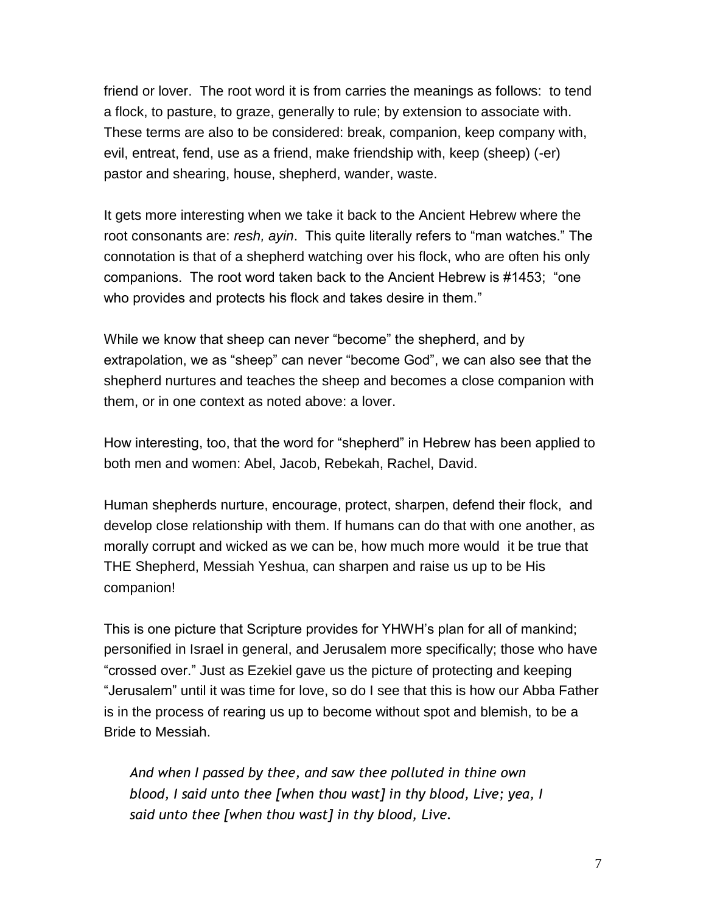friend or lover. The root word it is from carries the meanings as follows: to tend a flock, to pasture, to graze, generally to rule; by extension to associate with. These terms are also to be considered: break, companion, keep company with, evil, entreat, fend, use as a friend, make friendship with, keep (sheep) (-er) pastor and shearing, house, shepherd, wander, waste.

It gets more interesting when we take it back to the Ancient Hebrew where the root consonants are: *resh, ayin*. This quite literally refers to "man watches." The connotation is that of a shepherd watching over his flock, who are often his only companions. The root word taken back to the Ancient Hebrew is #1453; "one who provides and protects his flock and takes desire in them."

While we know that sheep can never "become" the shepherd, and by extrapolation, we as "sheep" can never "become God", we can also see that the shepherd nurtures and teaches the sheep and becomes a close companion with them, or in one context as noted above: a lover.

How interesting, too, that the word for "shepherd" in Hebrew has been applied to both men and women: Abel, Jacob, Rebekah, Rachel, David.

Human shepherds nurture, encourage, protect, sharpen, defend their flock, and develop close relationship with them. If humans can do that with one another, as morally corrupt and wicked as we can be, how much more would it be true that THE Shepherd, Messiah Yeshua, can sharpen and raise us up to be His companion!

This is one picture that Scripture provides for YHWH's plan for all of mankind; personified in Israel in general, and Jerusalem more specifically; those who have "crossed over." Just as Ezekiel gave us the picture of protecting and keeping "Jerusalem" until it was time for love, so do I see that this is how our Abba Father is in the process of rearing us up to become without spot and blemish, to be a Bride to Messiah.

> *And when I passed by thee, and saw thee polluted in thine own blood, I said unto thee [when thou wast] in thy blood, Live; yea, I said unto thee [when thou wast] in thy blood, Live.*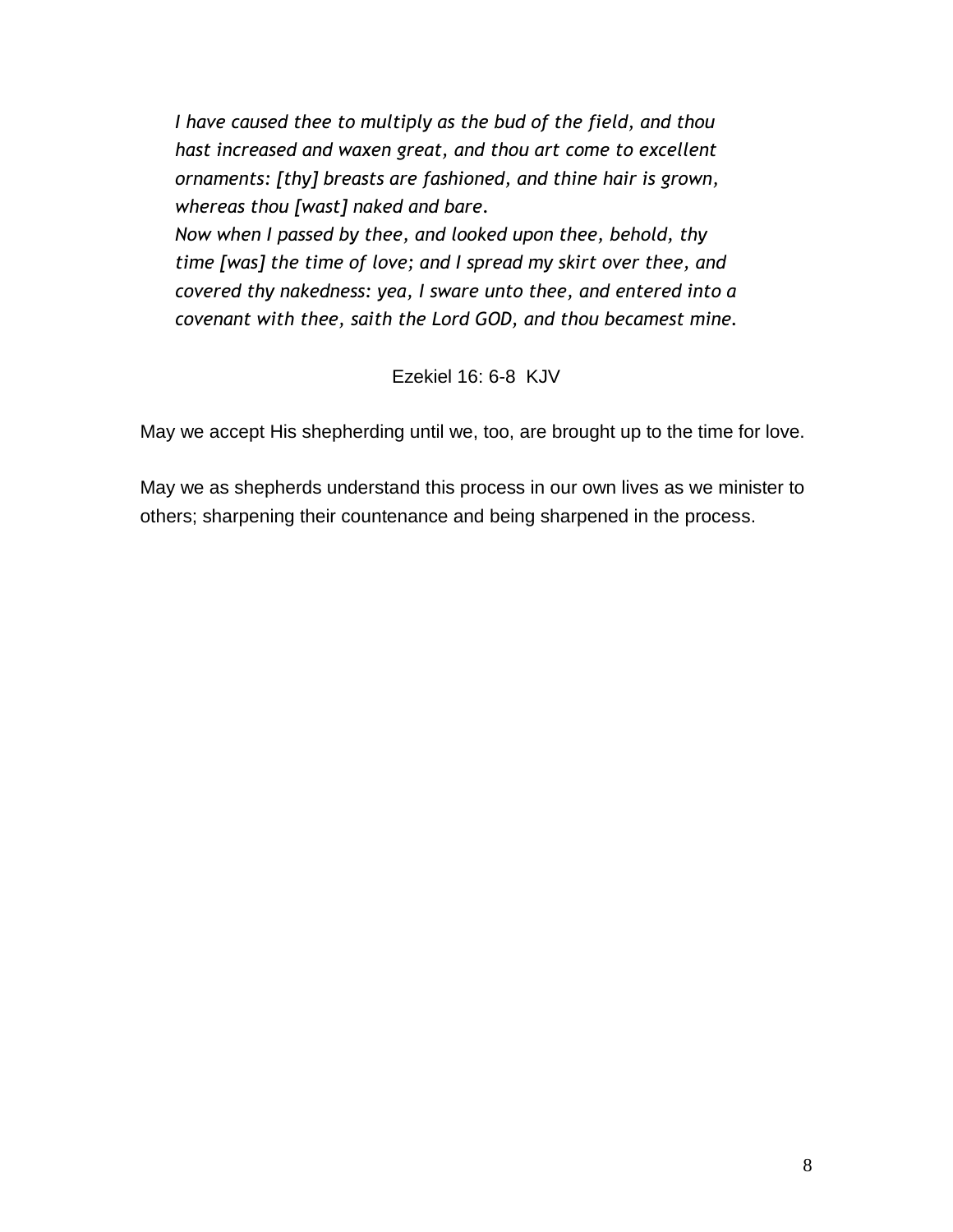*I have caused thee to multiply as the bud of the field, and thou hast increased and waxen great, and thou art come to excellent ornaments: [thy] breasts are fashioned, and thine hair is grown, whereas thou [wast] naked and bare.*
*Now when I passed by thee, and looked upon thee, behold, thy time [was] the time of love; and I spread my skirt over thee, and covered thy nakedness: yea, I sware unto thee, and entered into a covenant with thee, saith the Lord GOD, and thou becamest mine.*

Ezekiel 16: 6-8 KJV

May we accept His shepherding until we, too, are brought up to the time for love.

May we as shepherds understand this process in our own lives as we minister to others; sharpening their countenance and being sharpened in the process.